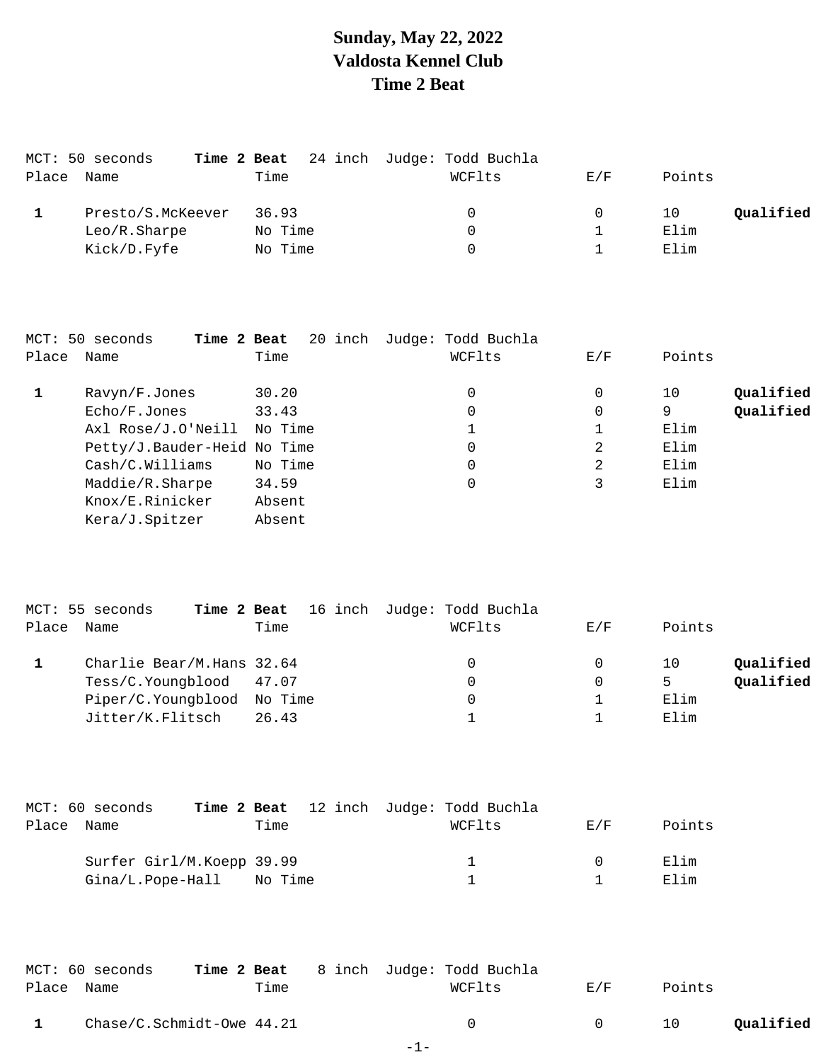# Sunday, May 22, 2022
# Valdosta Kennel Club
# Time 2 Beat

MCT: 50 seconds **Time 2 Beat** 24 inch Judge: Todd Buchla

| Place | Name | Time | WCFlts | E/F | Points | |
|---|---|---|---|---|---|---|
| **1** | Presto/S.McKeever | 36.93 | 0 | 0 | 10 | **Qualified** |
| | Leo/R.Sharpe | No Time | 0 | 1 | Elim | |
| | Kick/D.Fyfe | No Time | 0 | 1 | Elim | |

MCT: 50 seconds **Time 2 Beat** 20 inch Judge: Todd Buchla

| Place | Name | Time | WCFlts | E/F | Points | |
|---|---|---|---|---|---|---|
| **1** | Ravyn/F.Jones | 30.20 | 0 | 0 | 10 | **Qualified** |
| | Echo/F.Jones | 33.43 | 0 | 0 | 9 | **Qualified** |
| | Axl Rose/J.O'Neill | No Time | 1 | 1 | Elim | |
| | Petty/J.Bauder-Heid | No Time | 0 | 2 | Elim | |
| | Cash/C.Williams | No Time | 0 | 2 | Elim | |
| | Maddie/R.Sharpe | 34.59 | 0 | 3 | Elim | |
| | Knox/E.Rinicker | Absent | | | | |
| | Kera/J.Spitzer | Absent | | | | |

MCT: 55 seconds **Time 2 Beat** 16 inch Judge: Todd Buchla

| Place | Name | Time | WCFlts | E/F | Points | |
|---|---|---|---|---|---|---|
| **1** | Charlie Bear/M.Hans | 32.64 | 0 | 0 | 10 | **Qualified** |
| | Tess/C.Youngblood | 47.07 | 0 | 0 | 5 | **Qualified** |
| | Piper/C.Youngblood | No Time | 0 | 1 | Elim | |
| | Jitter/K.Flitsch | 26.43 | 1 | 1 | Elim | |

MCT: 60 seconds **Time 2 Beat** 12 inch Judge: Todd Buchla

| Place | Name | Time | WCFlts | E/F | Points |
|---|---|---|---|---|---|
| | Surfer Girl/M.Koepp | 39.99 | 1 | 0 | Elim |
| | Gina/L.Pope-Hall | No Time | 1 | 1 | Elim |

MCT: 60 seconds **Time 2 Beat** 8 inch Judge: Todd Buchla

| Place | Name | Time | WCFlts | E/F | Points | |
|---|---|---|---|---|---|---|
| **1** | Chase/C.Schmidt-Owe | 44.21 | 0 | 0 | 10 | **Qualified** |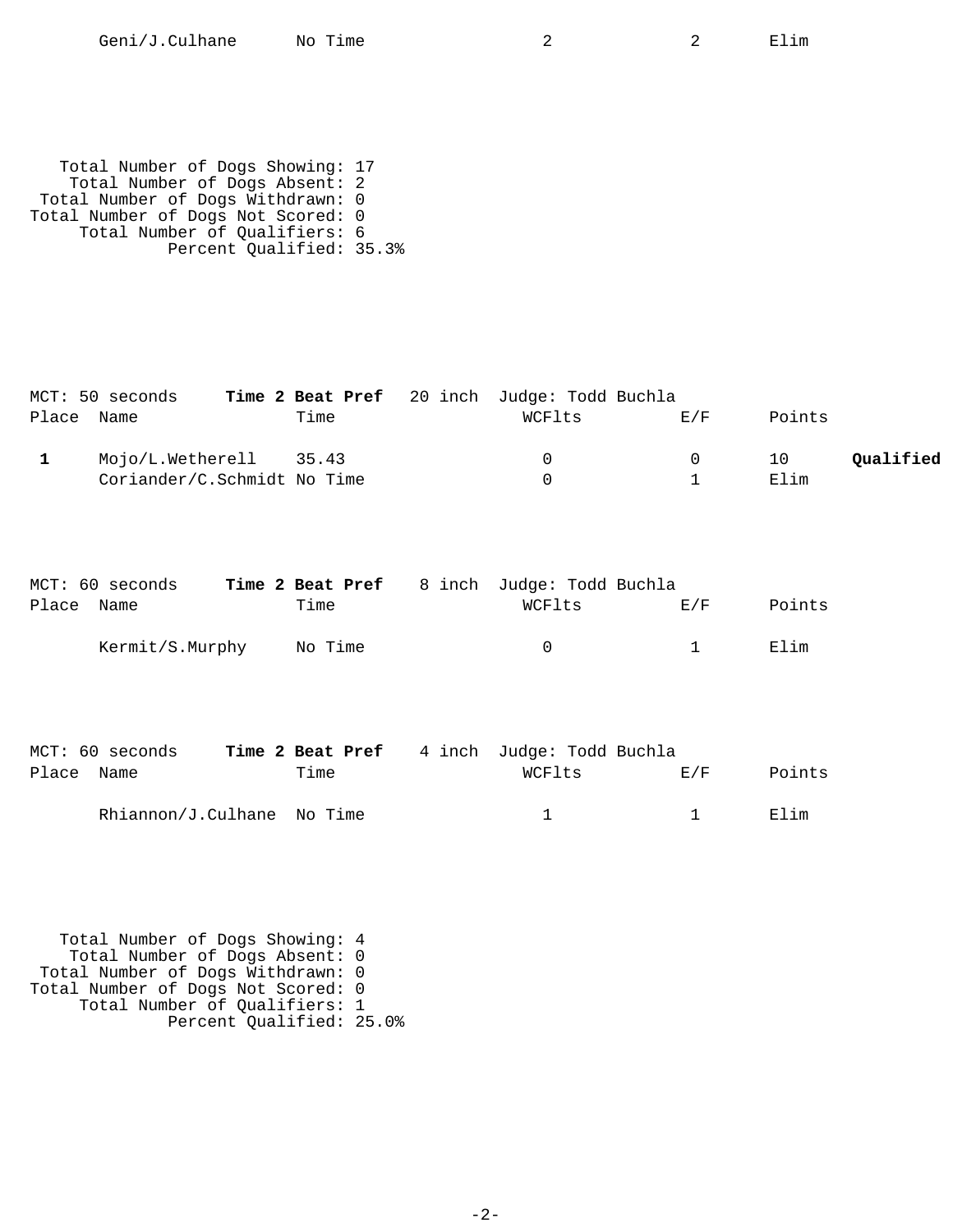| | | | | | | |
|---|---|---|---|---|---|---|
| | Geni/J.Culhane | No Time | 2 | 2 | Elim | |

Total Number of Dogs Showing: 17
Total Number of Dogs Absent: 2
Total Number of Dogs Withdrawn: 0
Total Number of Dogs Not Scored: 0
Total Number of Qualifiers: 6
Percent Qualified: 35.3%

MCT: 50 seconds **Time 2 Beat Pref** 20 inch Judge: Todd Buchla

| Place | Name | Time | WCFlts | E/F | Points | |
|---|---|---|---|---|---|---|
| **1** | Mojo/L.Wetherell | 35.43 | 0 | 0 | 10 | **Qualified** |
| | Coriander/C.Schmidt | No Time | 0 | 1 | Elim | |

MCT: 60 seconds **Time 2 Beat Pref** 8 inch Judge: Todd Buchla

| Place | Name | Time | WCFlts | E/F | Points |
|---|---|---|---|---|---|
| | Kermit/S.Murphy | No Time | 0 | 1 | Elim |

MCT: 60 seconds **Time 2 Beat Pref** 4 inch Judge: Todd Buchla

| Place | Name | Time | WCFlts | E/F | Points |
|---|---|---|---|---|---|
| | Rhiannon/J.Culhane | No Time | 1 | 1 | Elim |

Total Number of Dogs Showing: 4
Total Number of Dogs Absent: 0
Total Number of Dogs Withdrawn: 0
Total Number of Dogs Not Scored: 0
Total Number of Qualifiers: 1
Percent Qualified: 25.0%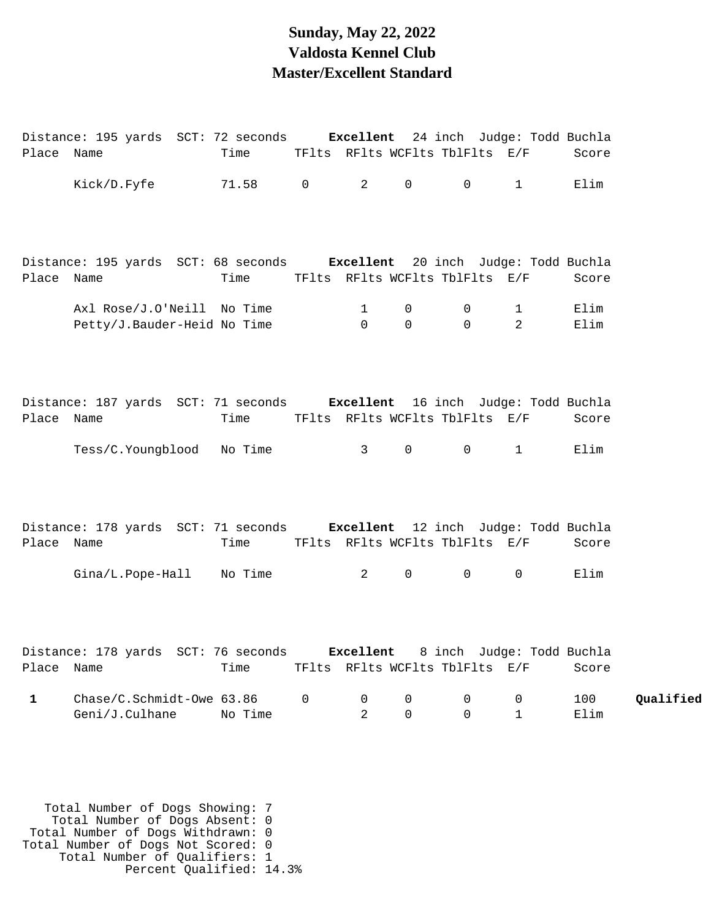# Sunday, May 22, 2022
# Valdosta Kennel Club
# Master/Excellent Standard

Distance: 195 yards SCT: 72 seconds **Excellent** 24 inch Judge: Todd Buchla

| Place | Name | Time | TFlts | RFlts | WCFlts | TblFlts | E/F | Score | |
|---|---|---|---|---|---|---|---|---|---|
| | Kick/D.Fyfe | 71.58 | 0 | 2 | 0 | 0 | 1 | Elim | |

Distance: 195 yards SCT: 68 seconds **Excellent** 20 inch Judge: Todd Buchla

| Place | Name | Time | TFlts | RFlts | WCFlts | TblFlts | E/F | Score | |
|---|---|---|---|---|---|---|---|---|---|
| | Axl Rose/J.O'Neill | No Time | | 1 | 0 | 0 | 1 | Elim | |
| | Petty/J.Bauder-Heid | No Time | | 0 | 0 | 0 | 2 | Elim | |

Distance: 187 yards SCT: 71 seconds **Excellent** 16 inch Judge: Todd Buchla

| Place | Name | Time | TFlts | RFlts | WCFlts | TblFlts | E/F | Score | |
|---|---|---|---|---|---|---|---|---|---|
| | Tess/C.Youngblood | No Time | | 3 | 0 | 0 | 1 | Elim | |

Distance: 178 yards SCT: 71 seconds **Excellent** 12 inch Judge: Todd Buchla

| Place | Name | Time | TFlts | RFlts | WCFlts | TblFlts | E/F | Score | |
|---|---|---|---|---|---|---|---|---|---|
| | Gina/L.Pope-Hall | No Time | | 2 | 0 | 0 | 0 | Elim | |

Distance: 178 yards SCT: 76 seconds **Excellent** 8 inch Judge: Todd Buchla

| Place | Name | Time | TFlts | RFlts | WCFlts | TblFlts | E/F | Score | |
|---|---|---|---|---|---|---|---|---|---|
| **1** | Chase/C.Schmidt-Owe | 63.86 | 0 | 0 | 0 | 0 | 0 | 100 | **Qualified** |
| | Geni/J.Culhane | No Time | | 2 | 0 | 0 | 1 | Elim | |

Total Number of Dogs Showing: 7
Total Number of Dogs Absent: 0
Total Number of Dogs Withdrawn: 0
Total Number of Dogs Not Scored: 0
Total Number of Qualifiers: 1
Percent Qualified: 14.3%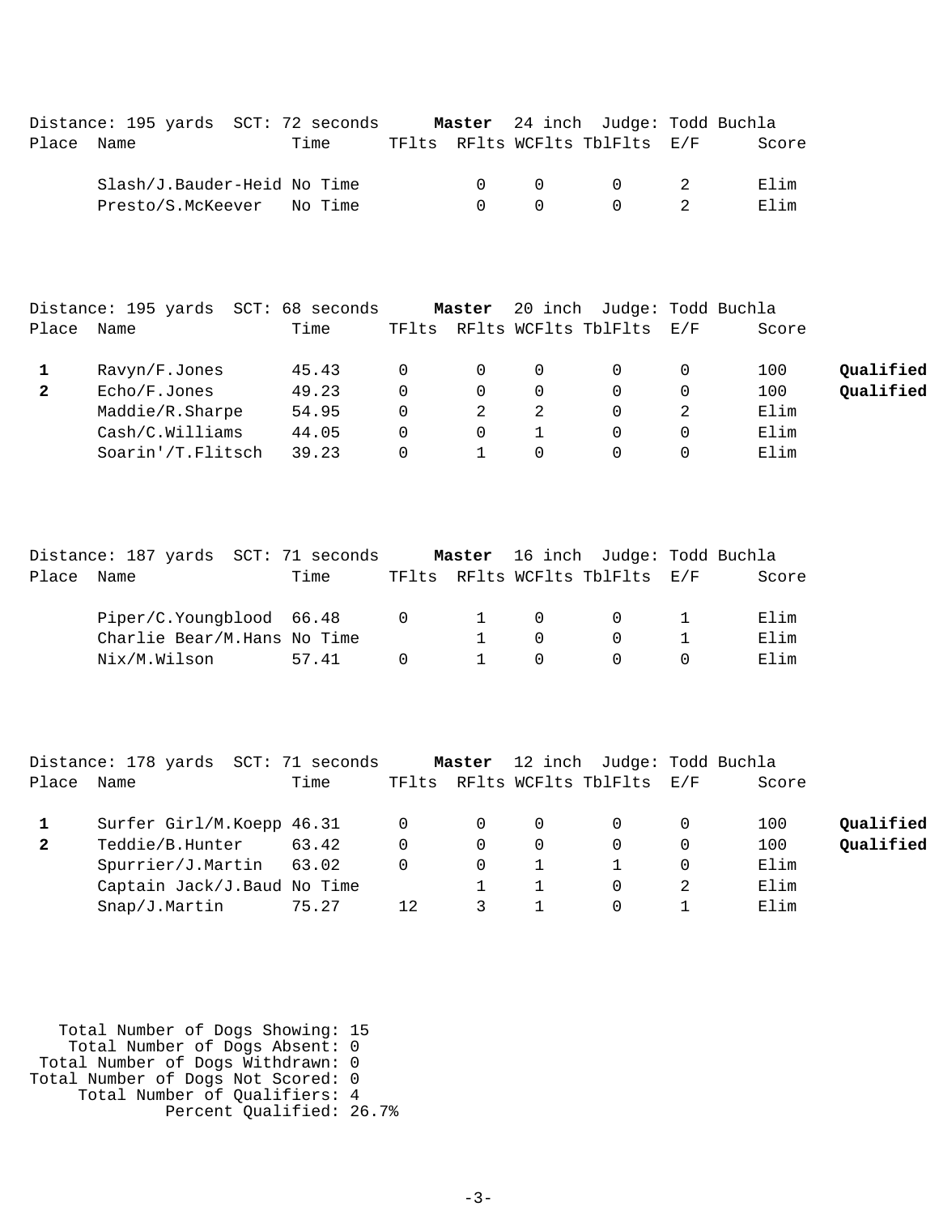Distance: 195 yards SCT: 72 seconds **Master** 24 inch Judge: Todd Buchla

| Place | Name | Time | TFlts | RFlts | WCFlts | TblFlts | E/F | Score | |
|---|---|---|---|---|---|---|---|---|---|
| | Slash/J.Bauder-Heid | No Time | | 0 | 0 | 0 | 2 | Elim | |
| | Presto/S.McKeever | No Time | | 0 | 0 | 0 | 2 | Elim | |

Distance: 195 yards SCT: 68 seconds **Master** 20 inch Judge: Todd Buchla

| Place | Name | Time | TFlts | RFlts | WCFlts | TblFlts | E/F | Score | |
|---|---|---|---|---|---|---|---|---|---|
| **1** | Ravyn/F.Jones | 45.43 | 0 | 0 | 0 | 0 | 0 | 100 | **Qualified** |
| **2** | Echo/F.Jones | 49.23 | 0 | 0 | 0 | 0 | 0 | 100 | **Qualified** |
| | Maddie/R.Sharpe | 54.95 | 0 | 2 | 2 | 0 | 2 | Elim | |
| | Cash/C.Williams | 44.05 | 0 | 0 | 1 | 0 | 0 | Elim | |
| | Soarin'/T.Flitsch | 39.23 | 0 | 1 | 0 | 0 | 0 | Elim | |

Distance: 187 yards SCT: 71 seconds **Master** 16 inch Judge: Todd Buchla

| Place | Name | Time | TFlts | RFlts | WCFlts | TblFlts | E/F | Score | |
|---|---|---|---|---|---|---|---|---|---|
| | Piper/C.Youngblood | 66.48 | 0 | 1 | 0 | 0 | 1 | Elim | |
| | Charlie Bear/M.Hans | No Time | | 1 | 0 | 0 | 1 | Elim | |
| | Nix/M.Wilson | 57.41 | 0 | 1 | 0 | 0 | 0 | Elim | |

Distance: 178 yards SCT: 71 seconds **Master** 12 inch Judge: Todd Buchla

| Place | Name | Time | TFlts | RFlts | WCFlts | TblFlts | E/F | Score | |
|---|---|---|---|---|---|---|---|---|---|
| **1** | Surfer Girl/M.Koepp | 46.31 | 0 | 0 | 0 | 0 | 0 | 100 | **Qualified** |
| **2** | Teddie/B.Hunter | 63.42 | 0 | 0 | 0 | 0 | 0 | 100 | **Qualified** |
| | Spurrier/J.Martin | 63.02 | 0 | 0 | 1 | 1 | 0 | Elim | |
| | Captain Jack/J.Baud | No Time | | 1 | 1 | 0 | 2 | Elim | |
| | Snap/J.Martin | 75.27 | 12 | 3 | 1 | 0 | 1 | Elim | |

Total Number of Dogs Showing: 15
Total Number of Dogs Absent: 0
Total Number of Dogs Withdrawn: 0
Total Number of Dogs Not Scored: 0
Total Number of Qualifiers: 4
Percent Qualified: 26.7%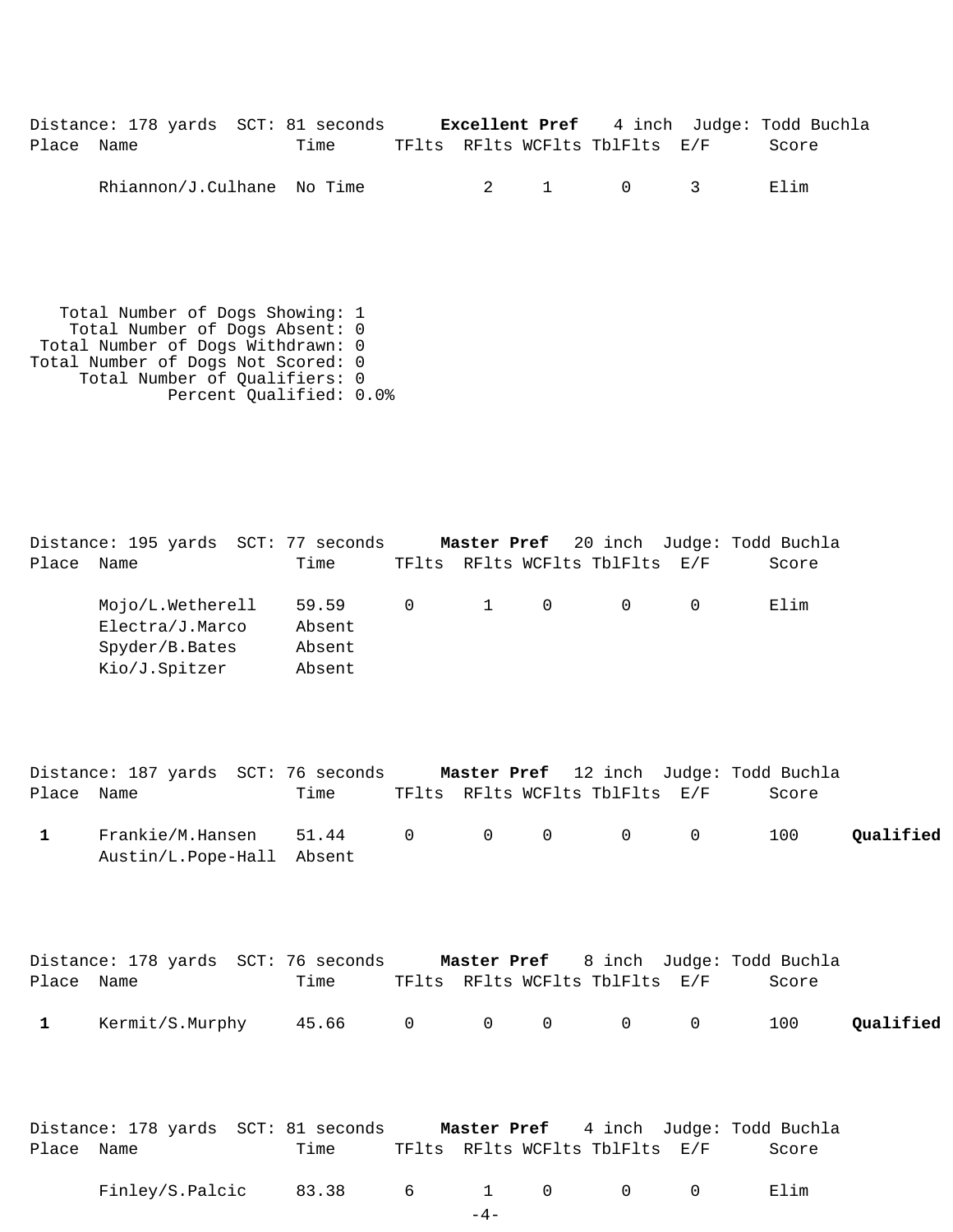Distance: 178 yards  SCT: 81 seconds  **Excellent Pref**  4 inch  Judge: Todd Buchla

| Place | Name | Time | TFlts | RFlts | WCFlts | TblFlts | E/F | Score | |
|---|---|---|---|---|---|---|---|---|---|
| | Rhiannon/J.Culhane | No Time | | 2 | 1 | 0 | 3 | Elim | |

Total Number of Dogs Showing: 1
Total Number of Dogs Absent: 0
Total Number of Dogs Withdrawn: 0
Total Number of Dogs Not Scored: 0
Total Number of Qualifiers: 0
Percent Qualified: 0.0%

Distance: 195 yards  SCT: 77 seconds  **Master Pref**  20 inch  Judge: Todd Buchla

| Place | Name | Time | TFlts | RFlts | WCFlts | TblFlts | E/F | Score | |
|---|---|---|---|---|---|---|---|---|---|
| | Mojo/L.Wetherell | 59.59 | 0 | 1 | 0 | 0 | 0 | Elim | |
| | Electra/J.Marco | Absent | | | | | | | |
| | Spyder/B.Bates | Absent | | | | | | | |
| | Kio/J.Spitzer | Absent | | | | | | | |

Distance: 187 yards  SCT: 76 seconds  **Master Pref**  12 inch  Judge: Todd Buchla

| Place | Name | Time | TFlts | RFlts | WCFlts | TblFlts | E/F | Score | |
|---|---|---|---|---|---|---|---|---|---|
| 1 | Frankie/M.Hansen | 51.44 | 0 | 0 | 0 | 0 | 0 | 100 | **Qualified** |
| | Austin/L.Pope-Hall | Absent | | | | | | | |

Distance: 178 yards  SCT: 76 seconds  **Master Pref**  8 inch  Judge: Todd Buchla

| Place | Name | Time | TFlts | RFlts | WCFlts | TblFlts | E/F | Score | |
|---|---|---|---|---|---|---|---|---|---|
| 1 | Kermit/S.Murphy | 45.66 | 0 | 0 | 0 | 0 | 0 | 100 | **Qualified** |

Distance: 178 yards  SCT: 81 seconds  **Master Pref**  4 inch  Judge: Todd Buchla

| Place | Name | Time | TFlts | RFlts | WCFlts | TblFlts | E/F | Score | |
|---|---|---|---|---|---|---|---|---|---|
| | Finley/S.Palcic | 83.38 | 6 | 1 | 0 | 0 | 0 | Elim | |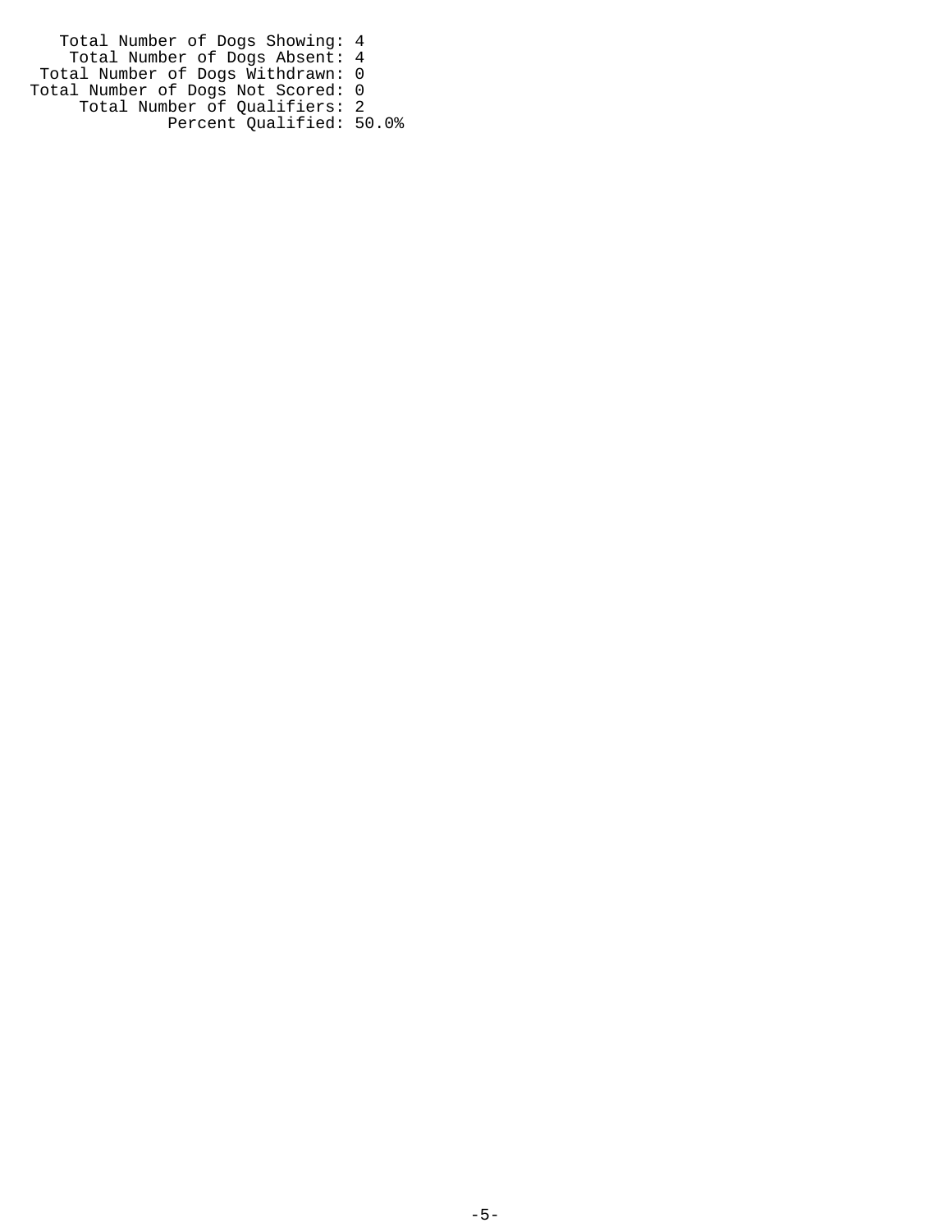Total Number of Dogs Showing: 4
Total Number of Dogs Absent: 4
Total Number of Dogs Withdrawn: 0
Total Number of Dogs Not Scored: 0
Total Number of Qualifiers: 2
Percent Qualified: 50.0%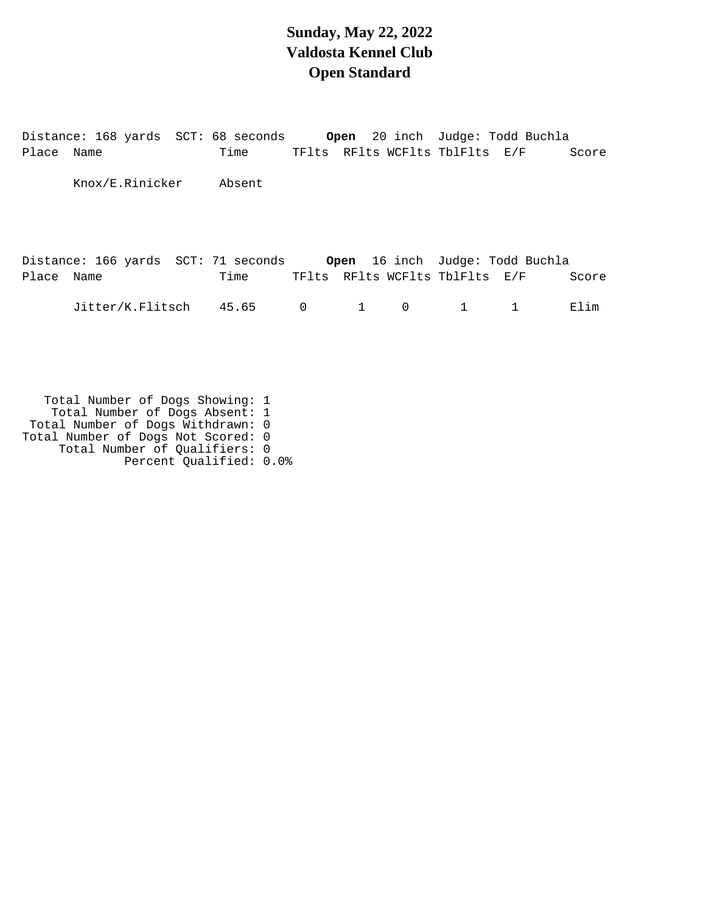# Sunday, May 22, 2022
# Valdosta Kennel Club
# Open Standard

Distance: 168 yards SCT: 68 seconds **Open** 20 inch Judge: Todd Buchla

| Place | Name | Time | TFlts | RFlts | WCFlts | TblFlts | E/F | Score |
|---|---|---|---|---|---|---|---|---|
| | Knox/E.Rinicker | Absent | | | | | | |

Distance: 166 yards SCT: 71 seconds **Open** 16 inch Judge: Todd Buchla

| Place | Name | Time | TFlts | RFlts | WCFlts | TblFlts | E/F | Score |
|---|---|---|---|---|---|---|---|---|
| | Jitter/K.Flitsch | 45.65 | 0 | 1 | 0 | 1 | 1 | Elim |

Total Number of Dogs Showing: 1
Total Number of Dogs Absent: 1
Total Number of Dogs Withdrawn: 0
Total Number of Dogs Not Scored: 0
Total Number of Qualifiers: 0
Percent Qualified: 0.0%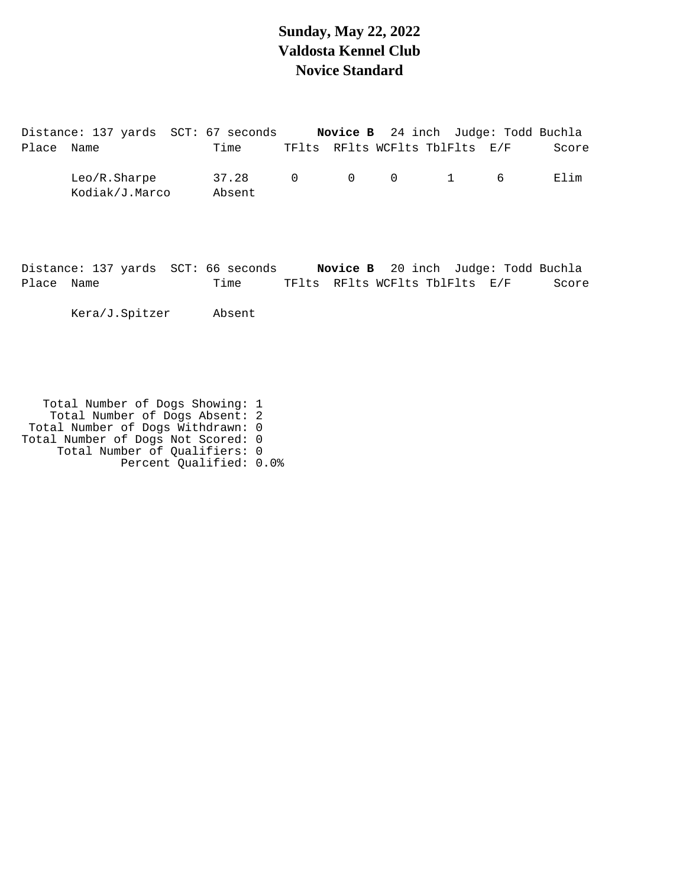# Sunday, May 22, 2022
# Valdosta Kennel Club
# Novice Standard

Distance: 137 yards SCT: 67 seconds **Novice B** 24 inch Judge: Todd Buchla

| Place | Name | Time | TFlts | RFlts | WCFlts | TblFlts | E/F | Score |
|---|---|---|---|---|---|---|---|---|
| | Leo/R.Sharpe | 37.28 | 0 | 0 | 0 | 1 | 6 | Elim |
| | Kodiak/J.Marco | Absent | | | | | | |

Distance: 137 yards SCT: 66 seconds **Novice B** 20 inch Judge: Todd Buchla

| Place | Name | Time | TFlts | RFlts | WCFlts | TblFlts | E/F | Score |
|---|---|---|---|---|---|---|---|---|
| | Kera/J.Spitzer | Absent | | | | | | |

Total Number of Dogs Showing: 1
Total Number of Dogs Absent: 2
Total Number of Dogs Withdrawn: 0
Total Number of Dogs Not Scored: 0
Total Number of Qualifiers: 0
Percent Qualified: 0.0%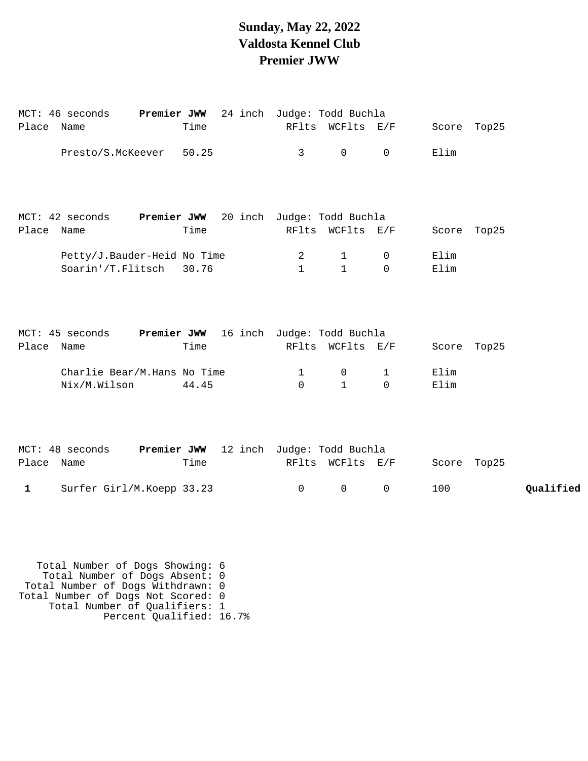# Sunday, May 22, 2022
# Valdosta Kennel Club
# Premier JWW

MCT: 46 seconds **Premier JWW** 24 inch Judge: Todd Buchla

| Place | Name | Time | RFlts | WCFlts | E/F | Score | Top25 | |
|---|---|---|---|---|---|---|---|---|
| | Presto/S.McKeever | 50.25 | 3 | 0 | 0 | Elim | | |

MCT: 42 seconds **Premier JWW** 20 inch Judge: Todd Buchla

| Place | Name | Time | RFlts | WCFlts | E/F | Score | Top25 | |
|---|---|---|---|---|---|---|---|---|
| | Petty/J.Bauder-Heid | No Time | 2 | 1 | 0 | Elim | | |
| | Soarin'/T.Flitsch | 30.76 | 1 | 1 | 0 | Elim | | |

MCT: 45 seconds **Premier JWW** 16 inch Judge: Todd Buchla

| Place | Name | Time | RFlts | WCFlts | E/F | Score | Top25 | |
|---|---|---|---|---|---|---|---|---|
| | Charlie Bear/M.Hans | No Time | 1 | 0 | 1 | Elim | | |
| | Nix/M.Wilson | 44.45 | 0 | 1 | 0 | Elim | | |

MCT: 48 seconds **Premier JWW** 12 inch Judge: Todd Buchla

| Place | Name | Time | RFlts | WCFlts | E/F | Score | Top25 | |
|---|---|---|---|---|---|---|---|---|
| **1** | Surfer Girl/M.Koepp | 33.23 | 0 | 0 | 0 | 100 | | **Qualified** |

Total Number of Dogs Showing: 6
Total Number of Dogs Absent: 0
Total Number of Dogs Withdrawn: 0
Total Number of Dogs Not Scored: 0
Total Number of Qualifiers: 1
Percent Qualified: 16.7%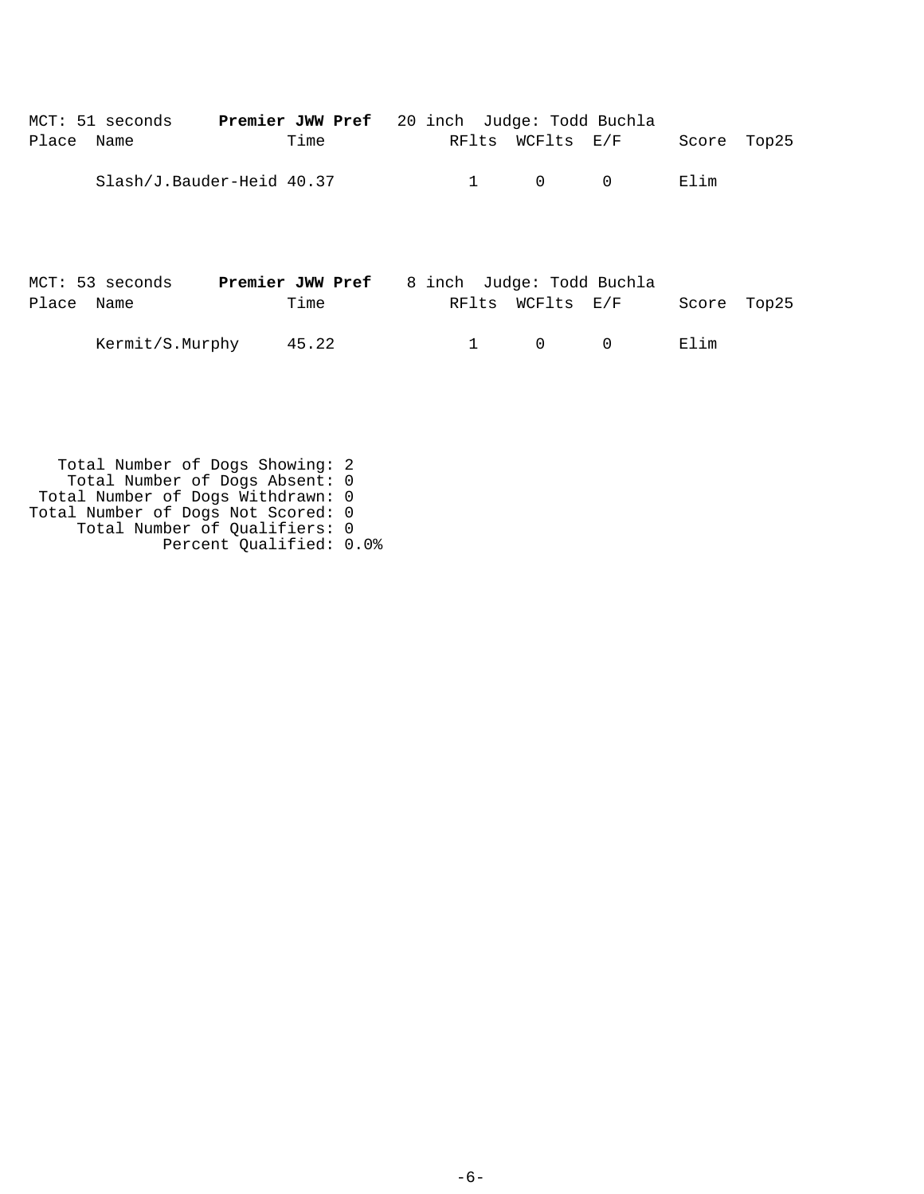MCT: 51 seconds **Premier JWW Pref** 20 inch Judge: Todd Buchla

| Place | Name | Time | RFlts | WCFlts | E/F | Score | Top25 |
|---|---|---|---|---|---|---|---|
| | Slash/J.Bauder-Heid | 40.37 | 1 | 0 | 0 | Elim | |

MCT: 53 seconds **Premier JWW Pref** 8 inch Judge: Todd Buchla

| Place | Name | Time | RFlts | WCFlts | E/F | Score | Top25 |
|---|---|---|---|---|---|---|---|
| | Kermit/S.Murphy | 45.22 | 1 | 0 | 0 | Elim | |

Total Number of Dogs Showing: 2
Total Number of Dogs Absent: 0
Total Number of Dogs Withdrawn: 0
Total Number of Dogs Not Scored: 0
Total Number of Qualifiers: 0
Percent Qualified: 0.0%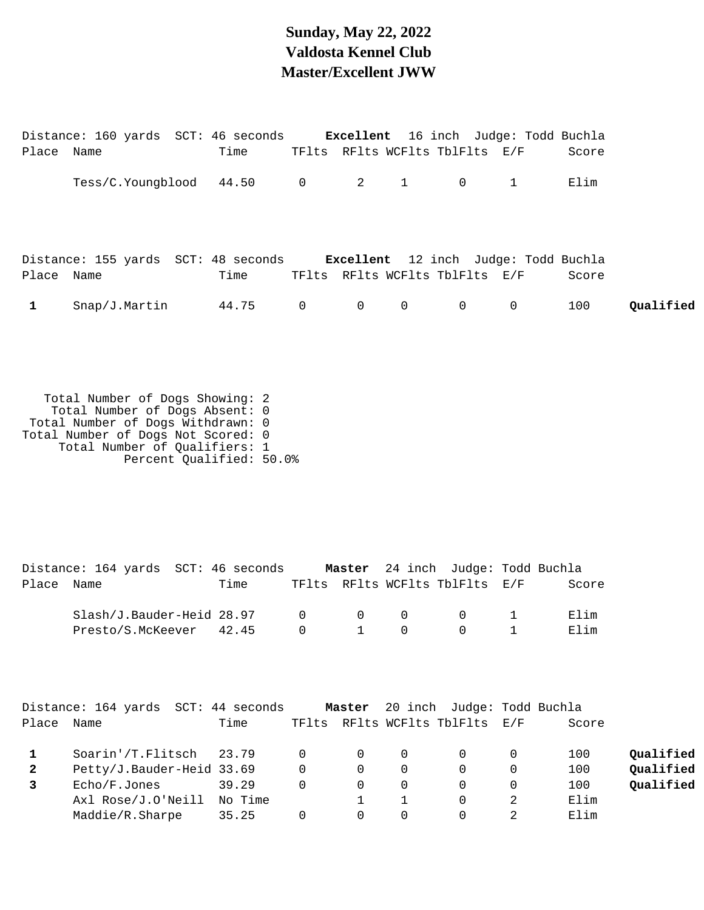# Sunday, May 22, 2022
# Valdosta Kennel Club
# Master/Excellent JWW

Distance: 160 yards SCT: 46 seconds **Excellent** 16 inch Judge: Todd Buchla

| Place | Name | Time | TFlts | RFlts | WCFlts | TblFlts | E/F | Score | |
|---|---|---|---|---|---|---|---|---|---|
| | Tess/C.Youngblood | 44.50 | 0 | 2 | 1 | 0 | 1 | Elim | |

Distance: 155 yards SCT: 48 seconds **Excellent** 12 inch Judge: Todd Buchla

| Place | Name | Time | TFlts | RFlts | WCFlts | TblFlts | E/F | Score | |
|---|---|---|---|---|---|---|---|---|---|
| **1** | Snap/J.Martin | 44.75 | 0 | 0 | 0 | 0 | 0 | 100 | **Qualified** |

Total Number of Dogs Showing: 2
Total Number of Dogs Absent: 0
Total Number of Dogs Withdrawn: 0
Total Number of Dogs Not Scored: 0
Total Number of Qualifiers: 1
Percent Qualified: 50.0%

Distance: 164 yards SCT: 46 seconds **Master** 24 inch Judge: Todd Buchla

| Place | Name | Time | TFlts | RFlts | WCFlts | TblFlts | E/F | Score | |
|---|---|---|---|---|---|---|---|---|---|
| | Slash/J.Bauder-Heid | 28.97 | 0 | 0 | 0 | 0 | 1 | Elim | |
| | Presto/S.McKeever | 42.45 | 0 | 1 | 0 | 0 | 1 | Elim | |

Distance: 164 yards SCT: 44 seconds **Master** 20 inch Judge: Todd Buchla

| Place | Name | Time | TFlts | RFlts | WCFlts | TblFlts | E/F | Score | |
|---|---|---|---|---|---|---|---|---|---|
| **1** | Soarin'/T.Flitsch | 23.79 | 0 | 0 | 0 | 0 | 0 | 100 | **Qualified** |
| **2** | Petty/J.Bauder-Heid | 33.69 | 0 | 0 | 0 | 0 | 0 | 100 | **Qualified** |
| **3** | Echo/F.Jones | 39.29 | 0 | 0 | 0 | 0 | 0 | 100 | **Qualified** |
| | Axl Rose/J.O'Neill | No Time | | 1 | 1 | 0 | 2 | Elim | |
| | Maddie/R.Sharpe | 35.25 | 0 | 0 | 0 | 0 | 2 | Elim | |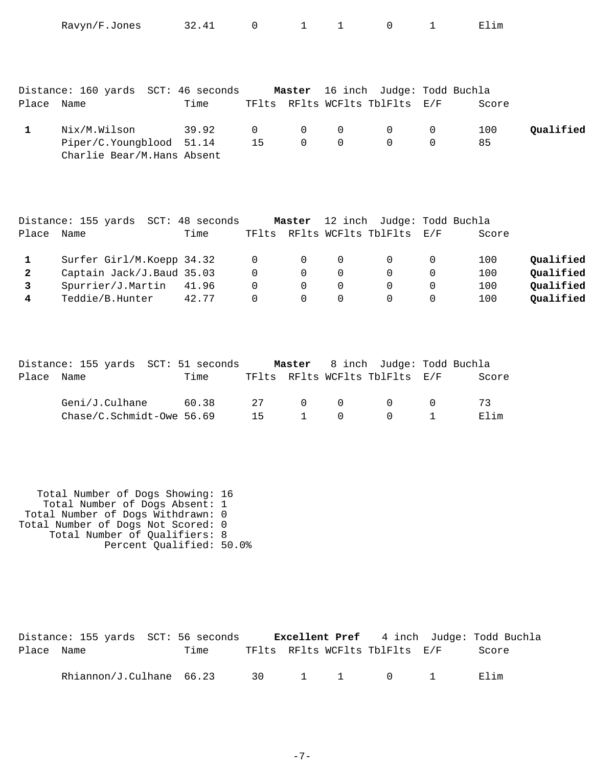| | Ravyn/F.Jones | 32.41 | 0 | 1 | 1 | 0 | 1 | Elim | |
|---|---|---|---|---|---|---|---|---|---|

Distance: 160 yards SCT: 46 seconds **Master** 16 inch Judge: Todd Buchla

| Place | Name | Time | TFlts | RFlts | WCFlts | TblFlts | E/F | Score | |
|---|---|---|---|---|---|---|---|---|---|
| **1** | Nix/M.Wilson | 39.92 | 0 | 0 | 0 | 0 | 0 | 100 | **Qualified** |
| | Piper/C.Youngblood | 51.14 | 15 | 0 | 0 | 0 | 0 | 85 | |
| | Charlie Bear/M.Hans | Absent | | | | | | | |

Distance: 155 yards SCT: 48 seconds **Master** 12 inch Judge: Todd Buchla

| Place | Name | Time | TFlts | RFlts | WCFlts | TblFlts | E/F | Score | |
|---|---|---|---|---|---|---|---|---|---|
| **1** | Surfer Girl/M.Koepp | 34.32 | 0 | 0 | 0 | 0 | 0 | 100 | **Qualified** |
| **2** | Captain Jack/J.Baud | 35.03 | 0 | 0 | 0 | 0 | 0 | 100 | **Qualified** |
| **3** | Spurrier/J.Martin | 41.96 | 0 | 0 | 0 | 0 | 0 | 100 | **Qualified** |
| **4** | Teddie/B.Hunter | 42.77 | 0 | 0 | 0 | 0 | 0 | 100 | **Qualified** |

Distance: 155 yards SCT: 51 seconds **Master** 8 inch Judge: Todd Buchla

| Place | Name | Time | TFlts | RFlts | WCFlts | TblFlts | E/F | Score |
|---|---|---|---|---|---|---|---|---|
| | Geni/J.Culhane | 60.38 | 27 | 0 | 0 | 0 | 0 | 73 |
| | Chase/C.Schmidt-Owe | 56.69 | 15 | 1 | 0 | 0 | 1 | Elim |

Total Number of Dogs Showing: 16
Total Number of Dogs Absent: 1
Total Number of Dogs Withdrawn: 0
Total Number of Dogs Not Scored: 0
Total Number of Qualifiers: 8
Percent Qualified: 50.0%

Distance: 155 yards SCT: 56 seconds **Excellent Pref** 4 inch Judge: Todd Buchla

| Place | Name | Time | TFlts | RFlts | WCFlts | TblFlts | E/F | Score |
|---|---|---|---|---|---|---|---|---|
| | Rhiannon/J.Culhane | 66.23 | 30 | 1 | 1 | 0 | 1 | Elim |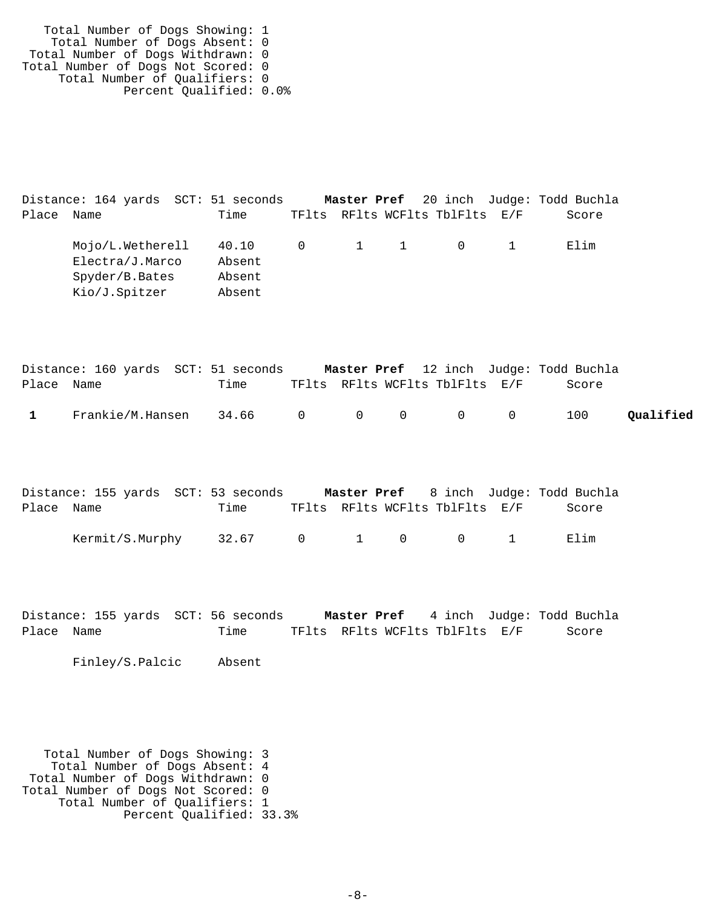Total Number of Dogs Showing: 1
Total Number of Dogs Absent: 0
Total Number of Dogs Withdrawn: 0
Total Number of Dogs Not Scored: 0
Total Number of Qualifiers: 0
Percent Qualified: 0.0%

Distance: 164 yards SCT: 51 seconds **Master Pref** 20 inch Judge: Todd Buchla

| Place | Name | Time | TFlts | RFlts | WCFlts | TblFlts | E/F | Score | |
|---|---|---|---|---|---|---|---|---|---|
| | Mojo/L.Wetherell | 40.10 | 0 | 1 | 1 | 0 | 1 | Elim | |
| | Electra/J.Marco | Absent | | | | | | | |
| | Spyder/B.Bates | Absent | | | | | | | |
| | Kio/J.Spitzer | Absent | | | | | | | |

Distance: 160 yards SCT: 51 seconds **Master Pref** 12 inch Judge: Todd Buchla

| Place | Name | Time | TFlts | RFlts | WCFlts | TblFlts | E/F | Score | |
|---|---|---|---|---|---|---|---|---|---|
| **1** | Frankie/M.Hansen | 34.66 | 0 | 0 | 0 | 0 | 0 | 100 | **Qualified** |

Distance: 155 yards SCT: 53 seconds **Master Pref** 8 inch Judge: Todd Buchla

| Place | Name | Time | TFlts | RFlts | WCFlts | TblFlts | E/F | Score |
|---|---|---|---|---|---|---|---|---|
| | Kermit/S.Murphy | 32.67 | 0 | 1 | 0 | 0 | 1 | Elim |

Distance: 155 yards SCT: 56 seconds **Master Pref** 4 inch Judge: Todd Buchla

| Place | Name | Time | TFlts | RFlts | WCFlts | TblFlts | E/F | Score |
|---|---|---|---|---|---|---|---|---|
| | Finley/S.Palcic | Absent | | | | | | |

Total Number of Dogs Showing: 3
Total Number of Dogs Absent: 4
Total Number of Dogs Withdrawn: 0
Total Number of Dogs Not Scored: 0
Total Number of Qualifiers: 1
Percent Qualified: 33.3%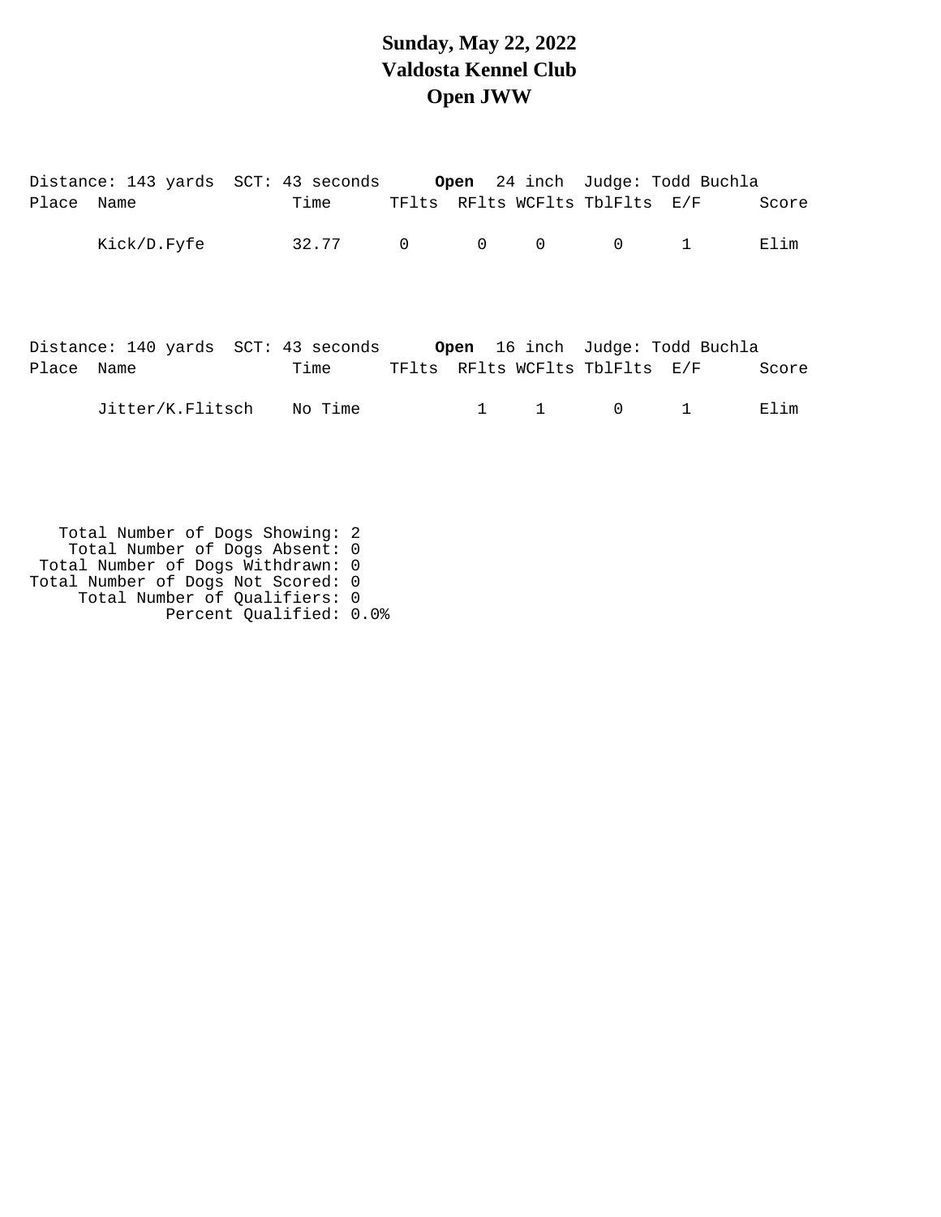# Sunday, May 22, 2022
# Valdosta Kennel Club
# Open JWW

Distance: 143 yards SCT: 43 seconds **Open** 24 inch Judge: Todd Buchla

| Place | Name | Time | TFlts | RFlts | WCFlts | TblFlts | E/F | Score |
|---|---|---|---|---|---|---|---|---|
| | Kick/D.Fyfe | 32.77 | 0 | 0 | 0 | 0 | 1 | Elim |

Distance: 140 yards SCT: 43 seconds **Open** 16 inch Judge: Todd Buchla

| Place | Name | Time | TFlts | RFlts | WCFlts | TblFlts | E/F | Score |
|---|---|---|---|---|---|---|---|---|
| | Jitter/K.Flitsch | No Time | | 1 | 1 | 0 | 1 | Elim |

Total Number of Dogs Showing: 2
Total Number of Dogs Absent: 0
Total Number of Dogs Withdrawn: 0
Total Number of Dogs Not Scored: 0
Total Number of Qualifiers: 0
Percent Qualified: 0.0%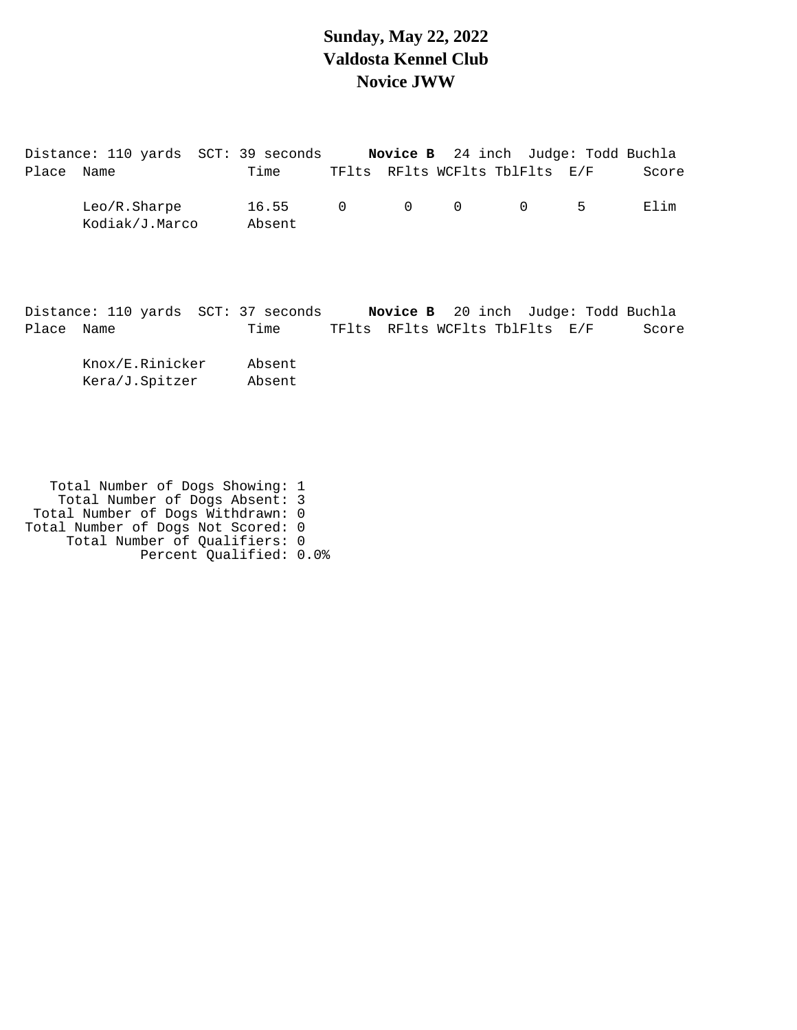# Sunday, May 22, 2022
# Valdosta Kennel Club
# Novice JWW

Distance: 110 yards SCT: 39 seconds **Novice B** 24 inch Judge: Todd Buchla

| Place | Name | Time | TFlts | RFlts | WCFlts | TblFlts | E/F | Score |
|---|---|---|---|---|---|---|---|---|
| | Leo/R.Sharpe | 16.55 | 0 | 0 | 0 | 0 | 5 | Elim |
| | Kodiak/J.Marco | Absent | | | | | | |

Distance: 110 yards SCT: 37 seconds **Novice B** 20 inch Judge: Todd Buchla

| Place | Name | Time | TFlts | RFlts | WCFlts | TblFlts | E/F | Score |
|---|---|---|---|---|---|---|---|---|
| | Knox/E.Rinicker | Absent | | | | | | |
| | Kera/J.Spitzer | Absent | | | | | | |

Total Number of Dogs Showing: 1
Total Number of Dogs Absent: 3
Total Number of Dogs Withdrawn: 0
Total Number of Dogs Not Scored: 0
Total Number of Qualifiers: 0
Percent Qualified: 0.0%